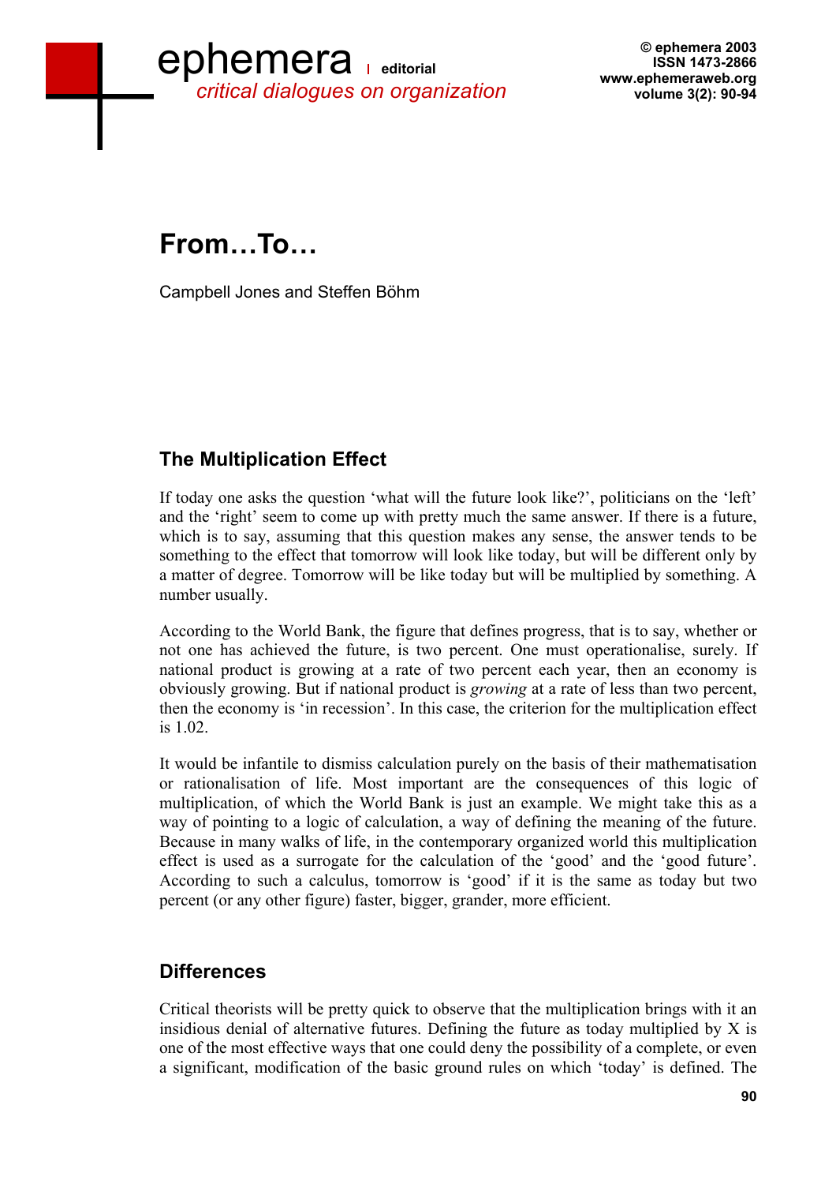# From…To…

Campbell Jones and Steffen Böhm

## The Multiplication Effect

If today one asks the question 'what will the future look like?', politicians on the 'left' and the 'right' seem to come up with pretty much the same answer. If there is a future, which is to say, assuming that this question makes any sense, the answer tends to be something to the effect that tomorrow will look like today, but will be different only by a matter of degree. Tomorrow will be like today but will be multiplied by something. A number usually.

According to the World Bank, the figure that defines progress, that is to say, whether or not one has achieved the future, is two percent. One must operationalise, surely. If national product is growing at a rate of two percent each year, then an economy is obviously growing. But if national product is *growing* at a rate of less than two percent, then the economy is 'in recession'. In this case, the criterion for the multiplication effect is 1.02.

It would be infantile to dismiss calculation purely on the basis of their mathematisation or rationalisation of life. Most important are the consequences of this logic of multiplication, of which the World Bank is just an example. We might take this as a way of pointing to a logic of calculation, a way of defining the meaning of the future. Because in many walks of life, in the contemporary organized world this multiplication effect is used as a surrogate for the calculation of the 'good' and the 'good future'. According to such a calculus, tomorrow is 'good' if it is the same as today but two percent (or any other figure) faster, bigger, grander, more efficient.

## Differences

Critical theorists will be pretty quick to observe that the multiplication brings with it an insidious denial of alternative futures. Defining the future as today multiplied by X is one of the most effective ways that one could deny the possibility of a complete, or even a significant, modification of the basic ground rules on which 'today' is defined. The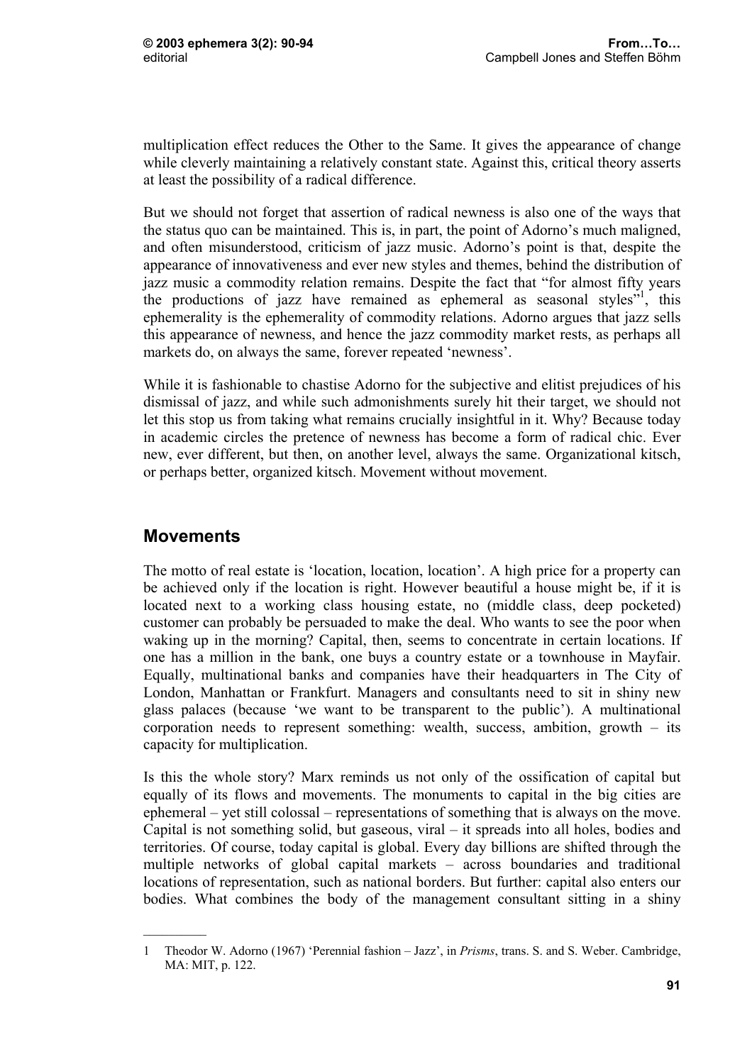multiplication effect reduces the Other to the Same. It gives the appearance of change while cleverly maintaining a relatively constant state. Against this, critical theory asserts at least the possibility of a radical difference.

But we should not forget that assertion of radical newness is also one of the ways that the status quo can be maintained. This is, in part, the point of Adorno's much maligned, and often misunderstood, criticism of jazz music. Adorno's point is that, despite the appearance of innovativeness and ever new styles and themes, behind the distribution of jazz music a commodity relation remains. Despite the fact that "for almost fifty years the productions of jazz have remained as ephemeral as seasonal styles"[1], this ephemerality is the ephemerality of commodity relations. Adorno argues that jazz sells this appearance of newness, and hence the jazz commodity market rests, as perhaps all markets do, on always the same, forever repeated 'newness'.

While it is fashionable to chastise Adorno for the subjective and elitist prejudices of his dismissal of jazz, and while such admonishments surely hit their target, we should not let this stop us from taking what remains crucially insightful in it. Why? Because today in academic circles the pretence of newness has become a form of radical chic. Ever new, ever different, but then, on another level, always the same. Organizational kitsch, or perhaps better, organized kitsch. Movement without movement.

## Movements

The motto of real estate is 'location, location, location'. A high price for a property can be achieved only if the location is right. However beautiful a house might be, if it is located next to a working class housing estate, no (middle class, deep pocketed) customer can probably be persuaded to make the deal. Who wants to see the poor when waking up in the morning? Capital, then, seems to concentrate in certain locations. If one has a million in the bank, one buys a country estate or a townhouse in Mayfair. Equally, multinational banks and companies have their headquarters in The City of London, Manhattan or Frankfurt. Managers and consultants need to sit in shiny new glass palaces (because 'we want to be transparent to the public'). A multinational corporation needs to represent something: wealth, success, ambition, growth – its capacity for multiplication.

Is this the whole story? Marx reminds us not only of the ossification of capital but equally of its flows and movements. The monuments to capital in the big cities are ephemeral – yet still colossal – representations of something that is always on the move. Capital is not something solid, but gaseous, viral – it spreads into all holes, bodies and territories. Of course, today capital is global. Every day billions are shifted through the multiple networks of global capital markets – across boundaries and traditional locations of representation, such as national borders. But further: capital also enters our bodies. What combines the body of the management consultant sitting in a shiny

---

1 Theodor W. Adorno (1967) 'Perennial fashion – Jazz', in *Prisms*, trans. S. and S. Weber. Cambridge, MA: MIT, p. 122.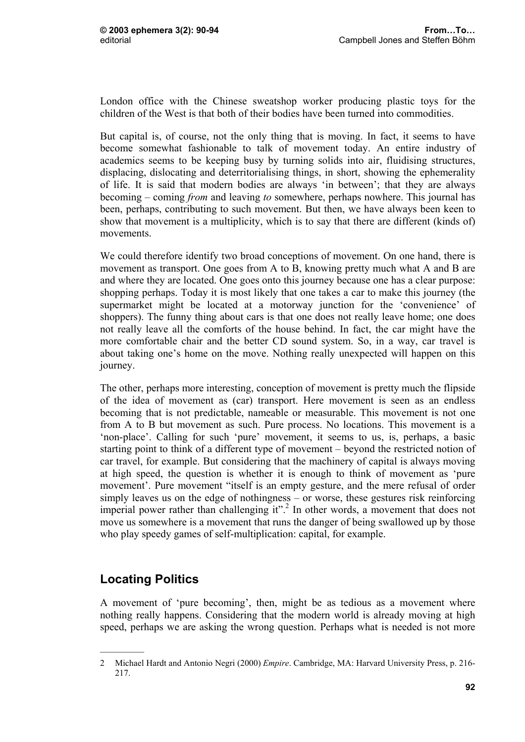London office with the Chinese sweatshop worker producing plastic toys for the children of the West is that both of their bodies have been turned into commodities.

But capital is, of course, not the only thing that is moving. In fact, it seems to have become somewhat fashionable to talk of movement today. An entire industry of academics seems to be keeping busy by turning solids into air, fluidising structures, displacing, dislocating and deterritorialising things, in short, showing the ephemerality of life. It is said that modern bodies are always 'in between'; that they are always becoming – coming *from* and leaving *to* somewhere, perhaps nowhere. This journal has been, perhaps, contributing to such movement. But then, we have always been keen to show that movement is a multiplicity, which is to say that there are different (kinds of) movements.

We could therefore identify two broad conceptions of movement. On one hand, there is movement as transport. One goes from A to B, knowing pretty much what A and B are and where they are located. One goes onto this journey because one has a clear purpose: shopping perhaps. Today it is most likely that one takes a car to make this journey (the supermarket might be located at a motorway junction for the 'convenience' of shoppers). The funny thing about cars is that one does not really leave home; one does not really leave all the comforts of the house behind. In fact, the car might have the more comfortable chair and the better CD sound system. So, in a way, car travel is about taking one's home on the move. Nothing really unexpected will happen on this journey.

The other, perhaps more interesting, conception of movement is pretty much the flipside of the idea of movement as (car) transport. Here movement is seen as an endless becoming that is not predictable, nameable or measurable. This movement is not one from A to B but movement as such. Pure process. No locations. This movement is a 'non-place'. Calling for such 'pure' movement, it seems to us, is, perhaps, a basic starting point to think of a different type of movement – beyond the restricted notion of car travel, for example. But considering that the machinery of capital is always moving at high speed, the question is whether it is enough to think of movement as 'pure movement'. Pure movement "itself is an empty gesture, and the mere refusal of order simply leaves us on the edge of nothingness – or worse, these gestures risk reinforcing imperial power rather than challenging it".[2] In other words, a movement that does not move us somewhere is a movement that runs the danger of being swallowed up by those who play speedy games of self-multiplication: capital, for example.

## Locating Politics

A movement of 'pure becoming', then, might be as tedious as a movement where nothing really happens. Considering that the modern world is already moving at high speed, perhaps we are asking the wrong question. Perhaps what is needed is not more

---

2 Michael Hardt and Antonio Negri (2000) *Empire*. Cambridge, MA: Harvard University Press, p. 216-217.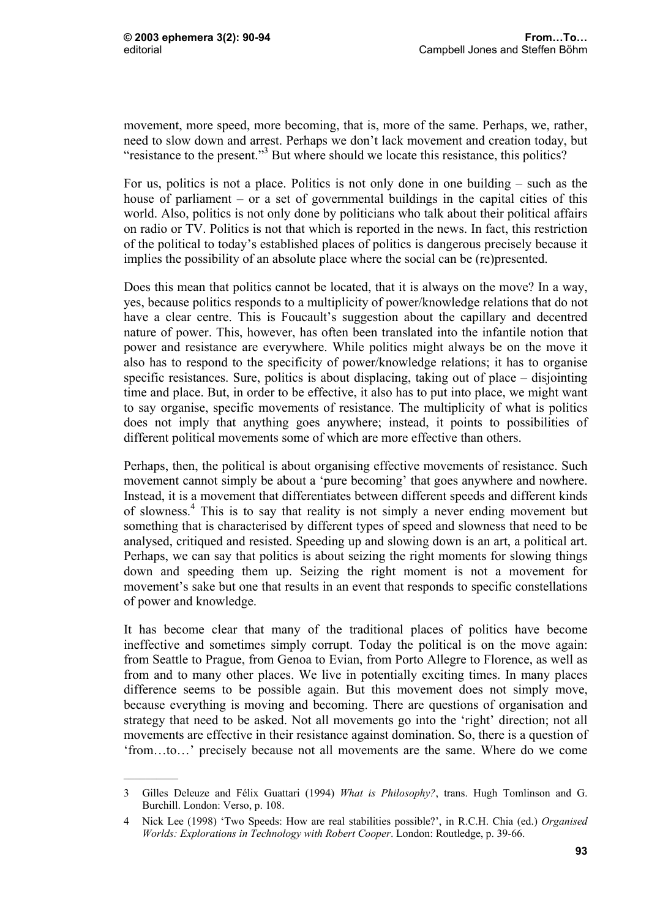movement, more speed, more becoming, that is, more of the same. Perhaps, we, rather, need to slow down and arrest. Perhaps we don't lack movement and creation today, but "resistance to the present."[3] But where should we locate this resistance, this politics?

For us, politics is not a place. Politics is not only done in one building – such as the house of parliament – or a set of governmental buildings in the capital cities of this world. Also, politics is not only done by politicians who talk about their political affairs on radio or TV. Politics is not that which is reported in the news. In fact, this restriction of the political to today's established places of politics is dangerous precisely because it implies the possibility of an absolute place where the social can be (re)presented.

Does this mean that politics cannot be located, that it is always on the move? In a way, yes, because politics responds to a multiplicity of power/knowledge relations that do not have a clear centre. This is Foucault's suggestion about the capillary and decentred nature of power. This, however, has often been translated into the infantile notion that power and resistance are everywhere. While politics might always be on the move it also has to respond to the specificity of power/knowledge relations; it has to organise specific resistances. Sure, politics is about displacing, taking out of place – disjointing time and place. But, in order to be effective, it also has to put into place, we might want to say organise, specific movements of resistance. The multiplicity of what is politics does not imply that anything goes anywhere; instead, it points to possibilities of different political movements some of which are more effective than others.

Perhaps, then, the political is about organising effective movements of resistance. Such movement cannot simply be about a 'pure becoming' that goes anywhere and nowhere. Instead, it is a movement that differentiates between different speeds and different kinds of slowness.[4] This is to say that reality is not simply a never ending movement but something that is characterised by different types of speed and slowness that need to be analysed, critiqued and resisted. Speeding up and slowing down is an art, a political art. Perhaps, we can say that politics is about seizing the right moments for slowing things down and speeding them up. Seizing the right moment is not a movement for movement's sake but one that results in an event that responds to specific constellations of power and knowledge.

It has become clear that many of the traditional places of politics have become ineffective and sometimes simply corrupt. Today the political is on the move again: from Seattle to Prague, from Genoa to Evian, from Porto Allegre to Florence, as well as from and to many other places. We live in potentially exciting times. In many places difference seems to be possible again. But this movement does not simply move, because everything is moving and becoming. There are questions of organisation and strategy that need to be asked. Not all movements go into the 'right' direction; not all movements are effective in their resistance against domination. So, there is a question of 'from…to…' precisely because not all movements are the same. Where do we come

---

3 Gilles Deleuze and Félix Guattari (1994) *What is Philosophy?*, trans. Hugh Tomlinson and G. Burchill. London: Verso, p. 108.

4 Nick Lee (1998) 'Two Speeds: How are real stabilities possible?', in R.C.H. Chia (ed.) *Organised Worlds: Explorations in Technology with Robert Cooper*. London: Routledge, p. 39-66.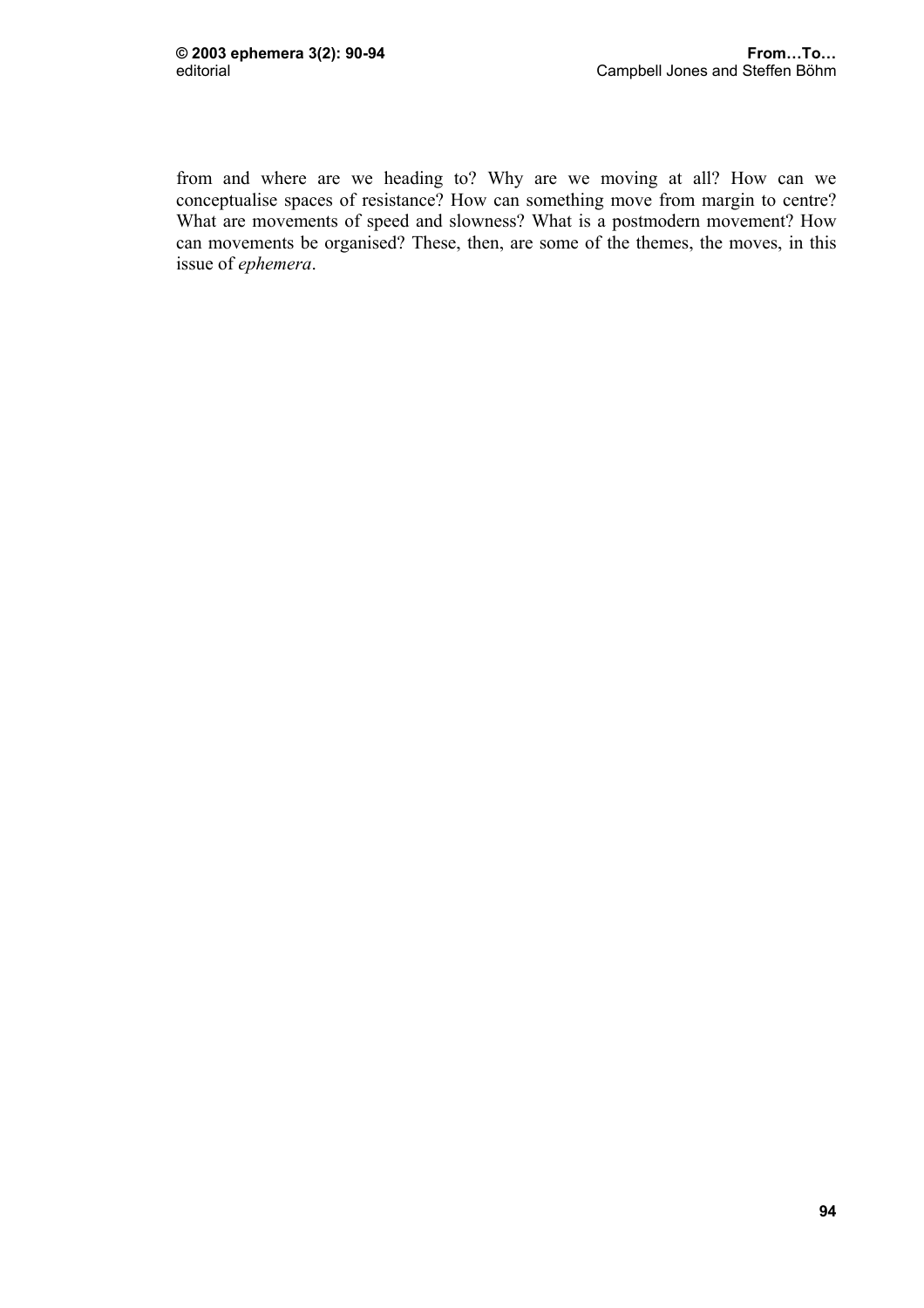from and where are we heading to? Why are we moving at all? How can we conceptualise spaces of resistance? How can something move from margin to centre? What are movements of speed and slowness? What is a postmodern movement? How can movements be organised? These, then, are some of the themes, the moves, in this issue of *ephemera*.